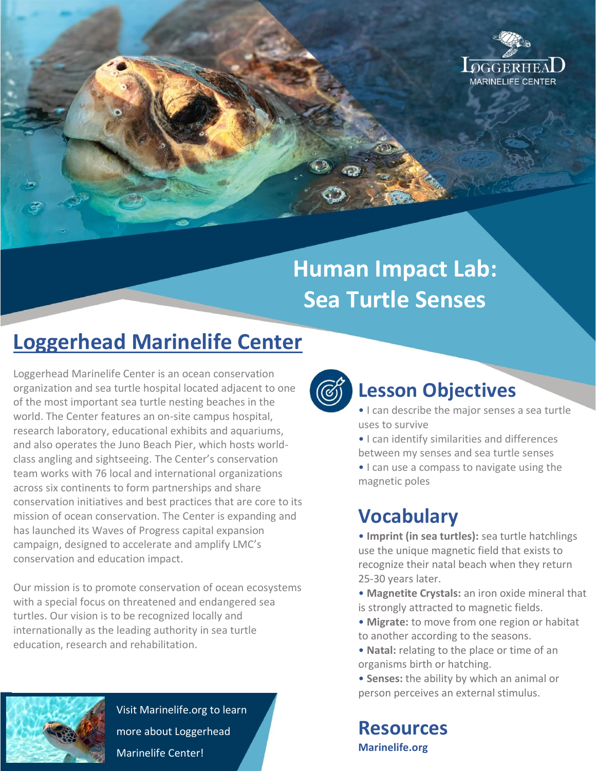# Human Impact Lab: Sea Turtle Senses

## Loggerhead Marinelife Center

Loggerhead Marinelife Center is an ocean conservation organization and sea turtle hospital located adjacent to one of the most important sea turtle nesting beaches in the world. The Center features an on-site campus hospital, research laboratory, educational exhibits and aquariums, and also operates the Juno Beach Pier, which hosts world-class angling and sightseeing. The Center's conservation team works with 76 local and international organizations across six continents to form partnerships and share conservation initiatives and best practices that are core to its mission of ocean conservation. The Center is expanding and has launched its Waves of Progress capital expansion campaign, designed to accelerate and amplify LMC's conservation and education impact.

Our mission is to promote conservation of ocean ecosystems with a special focus on threatened and endangered sea turtles. Our vision is to be recognized locally and internationally as the leading authority in sea turtle education, research and rehabilitation.

Visit Marinelife.org to learn more about Loggerhead Marinelife Center!

## Lesson Objectives

- I can describe the major senses a sea turtle uses to survive
- I can identify similarities and differences between my senses and sea turtle senses
- I can use a compass to navigate using the magnetic poles

## Vocabulary

- **Imprint (in sea turtles):** sea turtle hatchlings use the unique magnetic field that exists to recognize their natal beach when they return 25-30 years later.
- **Magnetite Crystals:** an iron oxide mineral that is strongly attracted to magnetic fields.
- **Migrate:** to move from one region or habitat to another according to the seasons.
- **Natal:** relating to the place or time of an organisms birth or hatching.
- **Senses:** the ability by which an animal or person perceives an external stimulus.

## Resources

**Marinelife.org**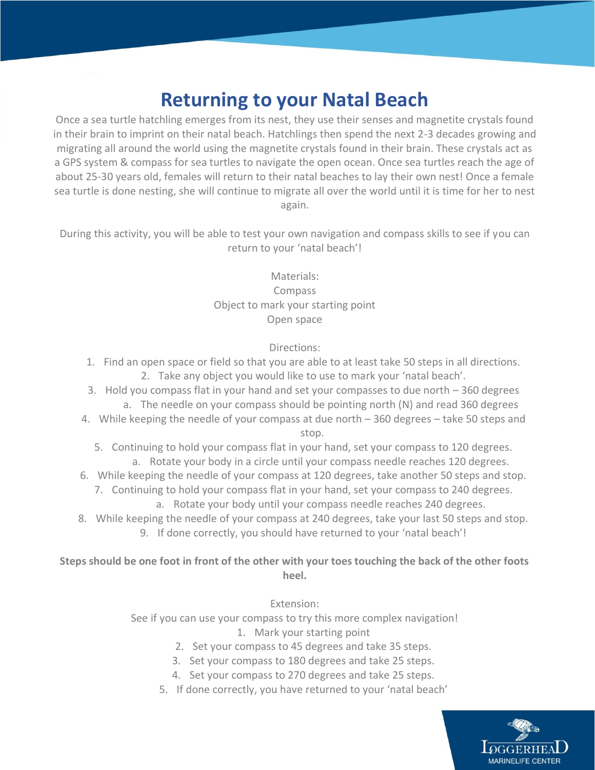# Returning to your Natal Beach

Once a sea turtle hatchling emerges from its nest, they use their senses and magnetite crystals found in their brain to imprint on their natal beach. Hatchlings then spend the next 2-3 decades growing and migrating all around the world using the magnetite crystals found in their brain. These crystals act as a GPS system & compass for sea turtles to navigate the open ocean. Once sea turtles reach the age of about 25-30 years old, females will return to their natal beaches to lay their own nest! Once a female sea turtle is done nesting, she will continue to migrate all over the world until it is time for her to nest again.

During this activity, you will be able to test your own navigation and compass skills to see if you can return to your 'natal beach'!

Materials:
Compass
Object to mark your starting point
Open space

Directions:

1. Find an open space or field so that you are able to at least take 50 steps in all directions.
2. Take any object you would like to use to mark your 'natal beach'.
3. Hold you compass flat in your hand and set your compasses to due north – 360 degrees
   a. The needle on your compass should be pointing north (N) and read 360 degrees
4. While keeping the needle of your compass at due north – 360 degrees – take 50 steps and stop.
5. Continuing to hold your compass flat in your hand, set your compass to 120 degrees.
   a. Rotate your body in a circle until your compass needle reaches 120 degrees.
6. While keeping the needle of your compass at 120 degrees, take another 50 steps and stop.
7. Continuing to hold your compass flat in your hand, set your compass to 240 degrees.
   a. Rotate your body until your compass needle reaches 240 degrees.
8. While keeping the needle of your compass at 240 degrees, take your last 50 steps and stop.
9. If done correctly, you should have returned to your 'natal beach'!

**Steps should be one foot in front of the other with your toes touching the back of the other foots heel.**

Extension:
See if you can use your compass to try this more complex navigation!

1. Mark your starting point
2. Set your compass to 45 degrees and take 35 steps.
3. Set your compass to 180 degrees and take 25 steps.
4. Set your compass to 270 degrees and take 25 steps.
5. If done correctly, you have returned to your 'natal beach'

LOGGERHEAD MARINELIFE CENTER